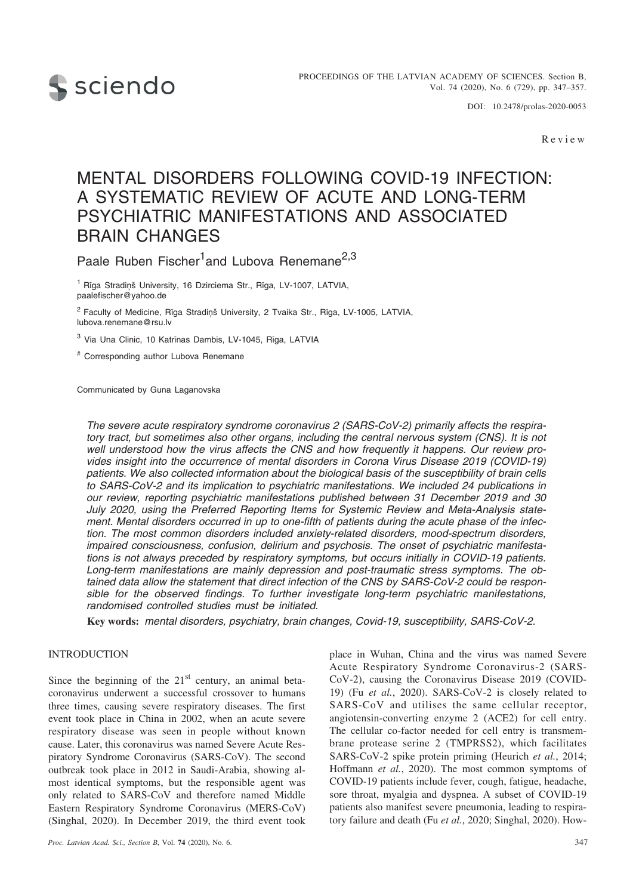PROCEEDINGS OF THE LATVIAN ACADEMY OF SCIENCES. Section B, Vol. 74 (2020), No. 6 (729), pp. 347–357.

DOI: 10.2478/prolas-2020-0053

Review

# MENTAL DISORDERS FOLLOWING COVID-19 INFECTION: A SYSTEMATIC REVIEW OF ACUTE AND LONG-TERM PSYCHIATRIC MANIFESTATIONS AND ASSOCIATED BRAIN CHANGES

Paale Ruben Fischer[1] and Lubova Renemane[2,3]

[1] Rīga Stradiņš University, 16 Dzirciema Str., Rīga, LV-1007, LATVIA, paalefischer@yahoo.de

[2] Faculty of Medicine, Rīga Stradiņš University, 2 Tvaika Str., Rīga, LV-1005, LATVIA, lubova.renemane@rsu.lv

[3] Via Una Clinic, 10 Katrīnas Dambis, LV-1045, Rīga, LATVIA

[#] Corresponding author Lubova Renemane

Communicated by Guna Laganovska

*The severe acute respiratory syndrome coronavirus 2 (SARS-CoV-2) primarily affects the respiratory tract, but sometimes also other organs, including the central nervous system (CNS). It is not well understood how the virus affects the CNS and how frequently it happens. Our review provides insight into the occurrence of mental disorders in Corona Virus Disease 2019 (COVID-19) patients. We also collected information about the biological basis of the susceptibility of brain cells to SARS-CoV-2 and its implication to psychiatric manifestations. We included 24 publications in our review, reporting psychiatric manifestations published between 31 December 2019 and 30 July 2020, using the Preferred Reporting Items for Systemic Review and Meta-Analysis statement. Mental disorders occurred in up to one-fifth of patients during the acute phase of the infection. The most common disorders included anxiety-related disorders, mood-spectrum disorders, impaired consciousness, confusion, delirium and psychosis. The onset of psychiatric manifestations is not always preceded by respiratory symptoms, but occurs initially in COVID-19 patients. Long-term manifestations are mainly depression and post-traumatic stress symptoms. The obtained data allow the statement that direct infection of the CNS by SARS-CoV-2 could be responsible for the observed findings. To further investigate long-term psychiatric manifestations, randomised controlled studies must be initiated.*

**Key words:** *mental disorders, psychiatry, brain changes, Covid-19, susceptibility, SARS-CoV-2.*

## INTRODUCTION

Since the beginning of the 21st century, an animal beta-coronavirus underwent a successful crossover to humans three times, causing severe respiratory diseases. The first event took place in China in 2002, when an acute severe respiratory disease was seen in people without known cause. Later, this coronavirus was named Severe Acute Respiratory Syndrome Coronavirus (SARS-CoV). The second outbreak took place in 2012 in Saudi-Arabia, showing almost identical symptoms, but the responsible agent was only related to SARS-CoV and therefore named Middle Eastern Respiratory Syndrome Coronavirus (MERS-CoV) (Singhal, 2020). In December 2019, the third event took place in Wuhan, China and the virus was named Severe Acute Respiratory Syndrome Coronavirus-2 (SARS-CoV-2), causing the Coronavirus Disease 2019 (COVID-19) (Fu *et al.*, 2020). SARS-CoV-2 is closely related to SARS-CoV and utilises the same cellular receptor, angiotensin-converting enzyme 2 (ACE2) for cell entry. The cellular co-factor needed for cell entry is transmembrane protease serine 2 (TMPRSS2), which facilitates SARS-CoV-2 spike protein priming (Heurich *et al.*, 2014; Hoffmann *et al.*, 2020). The most common symptoms of COVID-19 patients include fever, cough, fatigue, headache, sore throat, myalgia and dyspnea. A subset of COVID-19 patients also manifest severe pneumonia, leading to respiratory failure and death (Fu *et al.*, 2020; Singhal, 2020). How-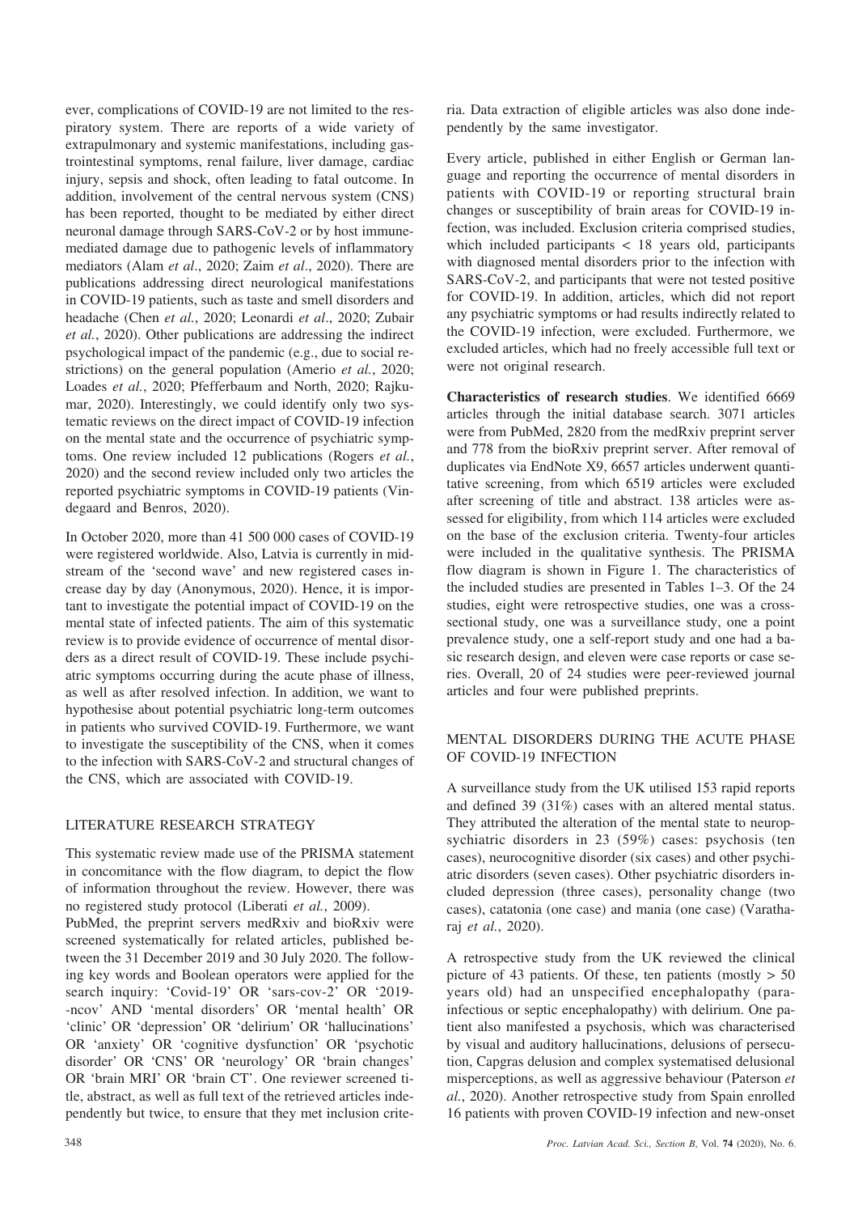ever, complications of COVID-19 are not limited to the respiratory system. There are reports of a wide variety of extrapulmonary and systemic manifestations, including gastrointestinal symptoms, renal failure, liver damage, cardiac injury, sepsis and shock, often leading to fatal outcome. In addition, involvement of the central nervous system (CNS) has been reported, thought to be mediated by either direct neuronal damage through SARS-CoV-2 or by host immune-mediated damage due to pathogenic levels of inflammatory mediators (Alam *et al*., 2020; Zaim *et al*., 2020). There are publications addressing direct neurological manifestations in COVID-19 patients, such as taste and smell disorders and headache (Chen *et al.*, 2020; Leonardi *et al*., 2020; Zubair *et al.*, 2020). Other publications are addressing the indirect psychological impact of the pandemic (e.g., due to social restrictions) on the general population (Amerio *et al.*, 2020; Loades *et al.*, 2020; Pfefferbaum and North, 2020; Rajkumar, 2020). Interestingly, we could identify only two systematic reviews on the direct impact of COVID-19 infection on the mental state and the occurrence of psychiatric symptoms. One review included 12 publications (Rogers *et al.*, 2020) and the second review included only two articles the reported psychiatric symptoms in COVID-19 patients (Vindegaard and Benros, 2020).

In October 2020, more than 41 500 000 cases of COVID-19 were registered worldwide. Also, Latvia is currently in midstream of the 'second wave' and new registered cases increase day by day (Anonymous, 2020). Hence, it is important to investigate the potential impact of COVID-19 on the mental state of infected patients. The aim of this systematic review is to provide evidence of occurrence of mental disorders as a direct result of COVID-19. These include psychiatric symptoms occurring during the acute phase of illness, as well as after resolved infection. In addition, we want to hypothesise about potential psychiatric long-term outcomes in patients who survived COVID-19. Furthermore, we want to investigate the susceptibility of the CNS, when it comes to the infection with SARS-CoV-2 and structural changes of the CNS, which are associated with COVID-19.

## LITERATURE RESEARCH STRATEGY

This systematic review made use of the PRISMA statement in concomitance with the flow diagram, to depict the flow of information throughout the review. However, there was no registered study protocol (Liberati *et al.*, 2009).

PubMed, the preprint servers medRxiv and bioRxiv were screened systematically for related articles, published between the 31 December 2019 and 30 July 2020. The following key words and Boolean operators were applied for the search inquiry: 'Covid-19' OR 'sars-cov-2' OR '2019-ncov' AND 'mental disorders' OR 'mental health' OR 'clinic' OR 'depression' OR 'delirium' OR 'hallucinations' OR 'anxiety' OR 'cognitive dysfunction' OR 'psychotic disorder' OR 'CNS' OR 'neurology' OR 'brain changes' OR 'brain MRI' OR 'brain CT'. One reviewer screened title, abstract, as well as full text of the retrieved articles independently but twice, to ensure that they met inclusion criteria. Data extraction of eligible articles was also done independently by the same investigator.

Every article, published in either English or German language and reporting the occurrence of mental disorders in patients with COVID-19 or reporting structural brain changes or susceptibility of brain areas for COVID-19 infection, was included. Exclusion criteria comprised studies, which included participants < 18 years old, participants with diagnosed mental disorders prior to the infection with SARS-CoV-2, and participants that were not tested positive for COVID-19. In addition, articles, which did not report any psychiatric symptoms or had results indirectly related to the COVID-19 infection, were excluded. Furthermore, we excluded articles, which had no freely accessible full text or were not original research.

**Characteristics of research studies**. We identified 6669 articles through the initial database search. 3071 articles were from PubMed, 2820 from the medRxiv preprint server and 778 from the bioRxiv preprint server. After removal of duplicates via EndNote X9, 6657 articles underwent quantitative screening, from which 6519 articles were excluded after screening of title and abstract. 138 articles were assessed for eligibility, from which 114 articles were excluded on the base of the exclusion criteria. Twenty-four articles were included in the qualitative synthesis. The PRISMA flow diagram is shown in Figure 1. The characteristics of the included studies are presented in Tables 1–3. Of the 24 studies, eight were retrospective studies, one was a cross-sectional study, one was a surveillance study, one a point prevalence study, one a self-report study and one had a basic research design, and eleven were case reports or case series. Overall, 20 of 24 studies were peer-reviewed journal articles and four were published preprints.

## MENTAL DISORDERS DURING THE ACUTE PHASE OF COVID-19 INFECTION

A surveillance study from the UK utilised 153 rapid reports and defined 39 (31%) cases with an altered mental status. They attributed the alteration of the mental state to neuropsychiatric disorders in 23 (59%) cases: psychosis (ten cases), neurocognitive disorder (six cases) and other psychiatric disorders (seven cases). Other psychiatric disorders included depression (three cases), personality change (two cases), catatonia (one case) and mania (one case) (Varatharaj *et al.*, 2020).

A retrospective study from the UK reviewed the clinical picture of 43 patients. Of these, ten patients (mostly > 50 years old) had an unspecified encephalopathy (para-infectious or septic encephalopathy) with delirium. One patient also manifested a psychosis, which was characterised by visual and auditory hallucinations, delusions of persecution, Capgras delusion and complex systematised delusional misperceptions, as well as aggressive behaviour (Paterson *et al.*, 2020). Another retrospective study from Spain enrolled 16 patients with proven COVID-19 infection and new-onset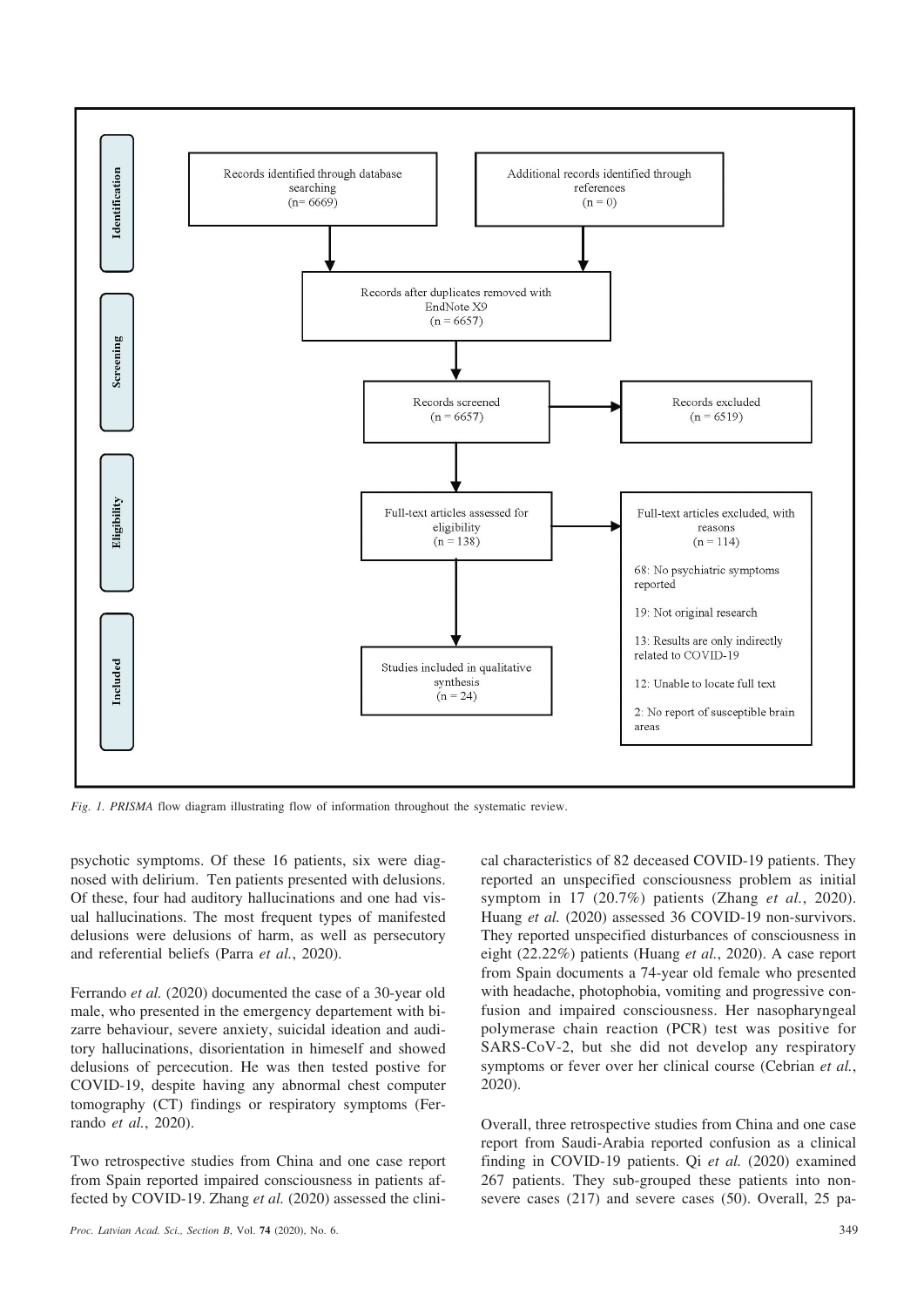Identification

Screening

Eligibility

Included

Records identified through database searching (n= 6669)

Additional records identified through references (n = 0)

Records after duplicates removed with EndNote X9 (n = 6657)

Records screened (n = 6657)

Records excluded (n = 6519)

Full-text articles assessed for eligibility (n = 138)

Full-text articles excluded, with reasons (n = 114)

68: No psychiatric symptoms reported

19: Not original research

13: Results are only indirectly related to COVID-19

12: Unable to locate full text

2: No report of susceptible brain areas

Studies included in qualitative synthesis (n = 24)

*Fig. 1. PRISMA* flow diagram illustrating flow of information throughout the systematic review.

psychotic symptoms. Of these 16 patients, six were diagnosed with delirium. Ten patients presented with delusions. Of these, four had auditory hallucinations and one had visual hallucinations. The most frequent types of manifested delusions were delusions of harm, as well as persecutory and referential beliefs (Parra *et al.*, 2020).

Ferrando *et al.* (2020) documented the case of a 30-year old male, who presented in the emergency departement with bizarre behaviour, severe anxiety, suicidal ideation and auditory hallucinations, disorientation in himeself and showed delusions of percecution. He was then tested postive for COVID-19, despite having any abnormal chest computer tomography (CT) findings or respiratory symptoms (Ferrando *et al.*, 2020).

Two retrospective studies from China and one case report from Spain reported impaired consciousness in patients affected by COVID-19. Zhang *et al.* (2020) assessed the clinical characteristics of 82 deceased COVID-19 patients. They reported an unspecified consciousness problem as initial symptom in 17 (20.7%) patients (Zhang *et al.*, 2020). Huang *et al.* (2020) assessed 36 COVID-19 non-survivors. They reported unspecified disturbances of consciousness in eight (22.22%) patients (Huang *et al.*, 2020). A case report from Spain documents a 74-year old female who presented with headache, photophobia, vomiting and progressive confusion and impaired consciousness. Her nasopharyngeal polymerase chain reaction (PCR) test was positive for SARS-CoV-2, but she did not develop any respiratory symptoms or fever over her clinical course (Cebrian *et al.*, 2020).

Overall, three retrospective studies from China and one case report from Saudi-Arabia reported confusion as a clinical finding in COVID-19 patients. Qi *et al.* (2020) examined 267 patients. They sub-grouped these patients into non-severe cases (217) and severe cases (50). Overall, 25 pa-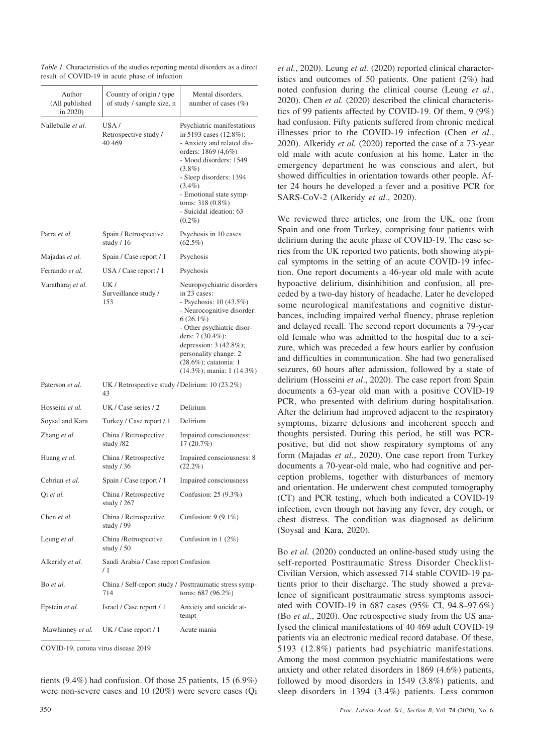*Table 1.* Characteristics of the studies reporting mental disorders as a direct result of COVID-19 in acute phase of infection

| Author (All published in 2020) | Country of origin / type of study / sample size, n | Mental disorders, number of cases (%) |
|---|---|---|
| Nalleballe *et al.* | USA / Retrospective study / 40 469 | Psychiatric manifestations in 5193 cases (12.8%): - Anxiety and related disorders: 1869 (4,6%) - Mood disorders: 1549 (3.8%) - Sleep disorders: 1394 (3.4%) - Emotional state symptoms: 318 (0.8%) - Suicidal ideation: 63 (0.2%) |
| Parra *et al.* | Spain / Retrospective study / 16 | Psychosis in 10 cases (62.5%) |
| Majadas *et al.* | Spain / Case report / 1 | Psychosis |
| Ferrando *et al.* | USA / Case report / 1 | Psychosis |
| Varatharaj *et al.* | UK / Surveillance study / 153 | Neuropsychiatric disorders in 23 cases: - Psychosis: 10 (43.5%) - Neurocognitive disorder: 6 (26.1%) - Other psychiatric disorders: 7 (30.4%): depression: 3 (42.8%); personality change: 2 (28.6%); catatonia: 1 (14.3%); mania: 1 (14.3%) |
| Paterson *et al.* | UK / Retrospective study / 43 | Delirium: 10 (23.2%) |
| Hosseini *et al.* | UK / Case series / 2 | Delirium |
| Soysal and Kara | Turkey / Case report / 1 | Delirium |
| Zhang *et al.* | China / Retrospective study /82 | Impaired consciousness: 17 (20.7%) |
| Huang *et al.* | China / Retrospective study / 36 | Impaired consciousness: 8 (22.2%) |
| Cebrian *et al.* | Spain / Case report / 1 | Impaired consciousness |
| Qi *et al.* | China / Retrospective study / 267 | Confusion: 25 (9.3%) |
| Chen *et al.* | China / Retrospective study / 99 | Confusion: 9 (9.1%) |
| Leung *et al.* | China /Retrospective study / 50 | Confusion in 1 (2%) |
| Alkeridy *et al.* | Saudi Arabia / Case report / 1 | Confusion |
| Bo *et al.* | China / Self-report study / 714 | Posttraumatic stress symptoms: 687 (96.2%) |
| Epstein *et al.* | Israel / Case report / 1 | Anxiety and suicide attempt |
| Mawhinney *et al.* | UK / Case report / 1 | Acute mania |

COVID-19, corona virus disease 2019

tients (9.4%) had confusion. Of those 25 patients, 15 (6.9%) were non-severe cases and 10 (20%) were severe cases (Qi *et al.*, 2020). Leung *et al.* (2020) reported clinical characteristics and outcomes of 50 patients. One patient (2%) had noted confusion during the clinical course (Leung *et al.*, 2020). Chen *et al.* (2020) described the clinical characteristics of 99 patients affected by COVID-19. Of them, 9 (9%) had confusion. Fifty patients suffered from chronic medical illnesses prior to the COVID-19 infection (Chen *et al.*, 2020). Alkeridy *et al.* (2020) reported the case of a 73-year old male with acute confusion at his home. Later in the emergency department he was conscious and alert, but showed difficulties in orientation towards other people. After 24 hours he developed a fever and a positive PCR for SARS-CoV-2 (Alkeridy *et al.*, 2020).

We reviewed three articles, one from the UK, one from Spain and one from Turkey, comprising four patients with delirium during the acute phase of COVID-19. The case series from the UK reported two patients, both showing atypical symptoms in the setting of an acute COVID-19 infection. One report documents a 46-year old male with acute hypoactive delirium, disinhibition and confusion, all preceded by a two-day history of headache. Later he developed some neurological manifestations and cognitive disturbances, including impaired verbal fluency, phrase repletion and delayed recall. The second report documents a 79-year old female who was admitted to the hospital due to a seizure, which was preceded a few hours earlier by confusion and difficulties in communication. She had two generalised seizures, 60 hours after admission, followed by a state of delirium (Hosseini *et al*., 2020). The case report from Spain documents a 63-year old man with a positive COVID-19 PCR, who presented with delirium during hospitalisation. After the delirium had improved adjacent to the respiratory symptoms, bizarre delusions and incoherent speech and thoughts persisted. During this period, he still was PCR-positive, but did not show respiratory symptoms of any form (Majadas *et al.*, 2020). One case report from Turkey documents a 70-year-old male, who had cognitive and perception problems, together with disturbances of memory and orientation. He underwent chest computed tomography (CT) and PCR testing, which both indicated a COVID-19 infection, even though not having any fever, dry cough, or chest distress. The condition was diagnosed as delirium (Soysal and Kara, 2020).

Bo *et al.* (2020) conducted an online-based study using the self-reported Posttraumatic Stress Disorder Checklist-Civilian Version, which assessed 714 stable COVID-19 patients prior to their discharge. The study showed a prevalence of significant posttraumatic stress symptoms associated with COVID-19 in 687 cases (95% CI, 94.8–97.6%) (Bo *et al.*, 2020). One retrospective study from the US analysed the clinical manifestations of 40 469 adult COVID-19 patients via an electronic medical record database. Of these, 5193 (12.8%) patients had psychiatric manifestations. Among the most common psychiatric manifestations were anxiety and other related disorders in 1869 (4.6%) patients, followed by mood disorders in 1549 (3.8%) patients, and sleep disorders in 1394 (3.4%) patients. Less common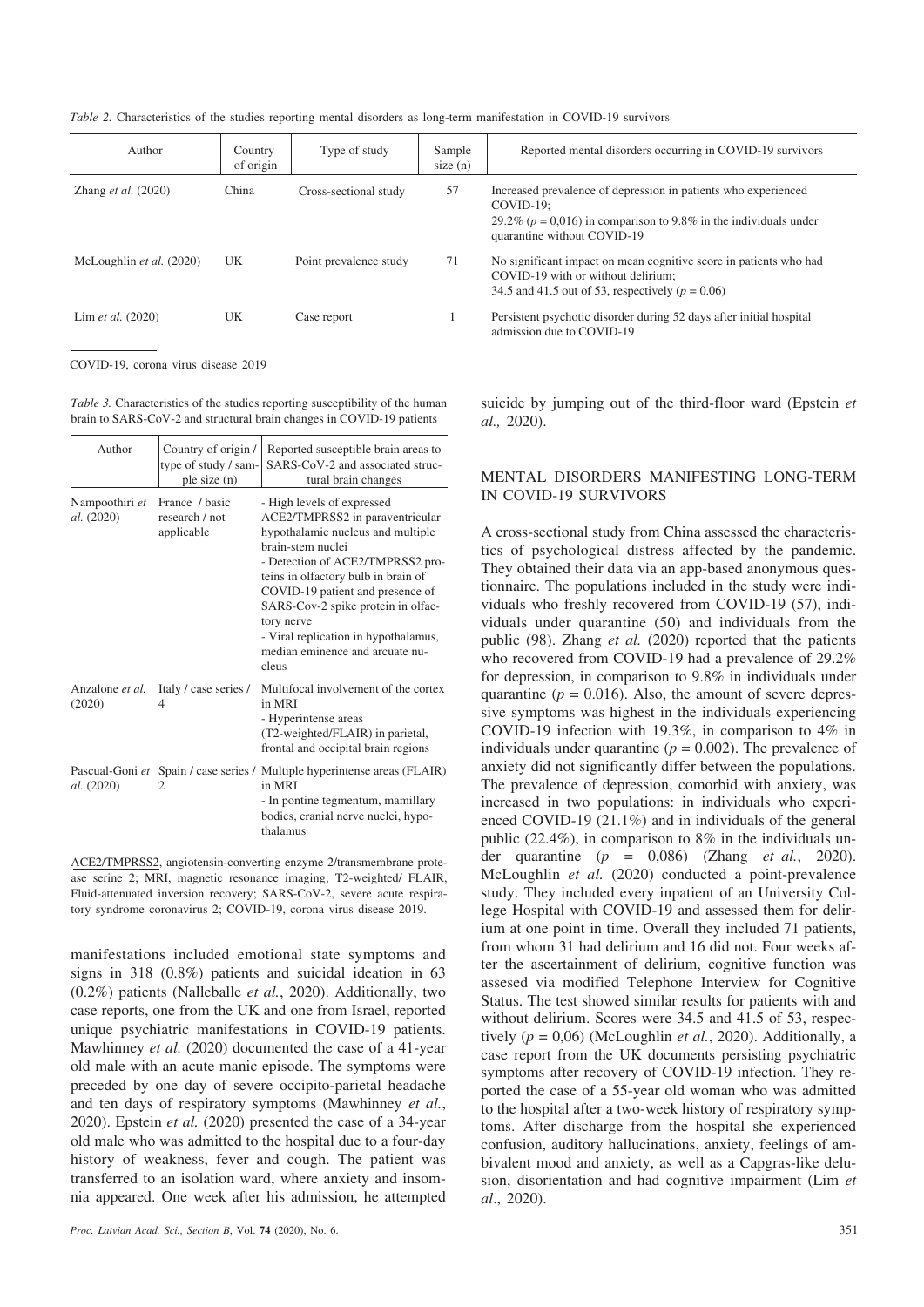*Table 2.* Characteristics of the studies reporting mental disorders as long-term manifestation in COVID-19 survivors

| Author | Country of origin | Type of study | Sample size (n) | Reported mental disorders occurring in COVID-19 survivors |
|---|---|---|---|---|
| Zhang *et al.* (2020) | China | Cross-sectional study | 57 | Increased prevalence of depression in patients who experienced COVID-19; 29.2% ($p = 0{,}016$) in comparison to 9.8% in the individuals under quarantine without COVID-19 |
| McLoughlin *et al.* (2020) | UK | Point prevalence study | 71 | No significant impact on mean cognitive score in patients who had COVID-19 with or without delirium; 34.5 and 41.5 out of 53, respectively ($p = 0.06$) |
| Lim *et al.* (2020) | UK | Case report | 1 | Persistent psychotic disorder during 52 days after initial hospital admission due to COVID-19 |

COVID-19, corona virus disease 2019

*Table 3.* Characteristics of the studies reporting susceptibility of the human brain to SARS-CoV-2 and structural brain changes in COVID-19 patients

| Author | Country of origin / type of study / sample size (n) | Reported susceptible brain areas to SARS-CoV-2 and associated structural brain changes |
|---|---|---|
| Nampoothiri *et al.* (2020) | France / basic research / not applicable | - High levels of expressed ACE2/TMPRSS2 in paraventricular hypothalamic nucleus and multiple brain-stem nuclei<br>- Detection of ACE2/TMPRSS2 proteins in olfactory bulb in brain of COVID-19 patient and presence of SARS-Cov-2 spike protein in olfactory nerve<br>- Viral replication in hypothalamus, median eminence and arcuate nucleus |
| Anzalone *et al.* (2020) | Italy / case series / 4 | Multifocal involvement of the cortex in MRI<br>- Hyperintense areas (T2-weighted/FLAIR) in parietal, frontal and occipital brain regions |
| Pascual-Goni *et al.* (2020) | Spain / case series / 2 | Multiple hyperintense areas (FLAIR) in MRI<br>- In pontine tegmentum, mamillary bodies, cranial nerve nuclei, hypothalamus |

ACE2/TMPRSS2, angiotensin-converting enzyme 2/transmembrane protease serine 2; MRI, magnetic resonance imaging; T2-weighted/ FLAIR, Fluid-attenuated inversion recovery; SARS-CoV-2, severe acute respiratory syndrome coronavirus 2; COVID-19, corona virus disease 2019.

manifestations included emotional state symptoms and signs in 318 (0.8%) patients and suicidal ideation in 63 (0.2%) patients (Nalleballe *et al.*, 2020). Additionally, two case reports, one from the UK and one from Israel, reported unique psychiatric manifestations in COVID-19 patients. Mawhinney *et al.* (2020) documented the case of a 41-year old male with an acute manic episode. The symptoms were preceded by one day of severe occipito-parietal headache and ten days of respiratory symptoms (Mawhinney *et al.*, 2020). Epstein *et al.* (2020) presented the case of a 34-year old male who was admitted to the hospital due to a four-day history of weakness, fever and cough. The patient was transferred to an isolation ward, where anxiety and insomnia appeared. One week after his admission, he attempted suicide by jumping out of the third-floor ward (Epstein *et al.,* 2020).

## MENTAL DISORDERS MANIFESTING LONG-TERM IN COVID-19 SURVIVORS

A cross-sectional study from China assessed the characteristics of psychological distress affected by the pandemic. They obtained their data via an app-based anonymous questionnaire. The populations included in the study were individuals who freshly recovered from COVID-19 (57), individuals under quarantine (50) and individuals from the public (98). Zhang *et al.* (2020) reported that the patients who recovered from COVID-19 had a prevalence of 29.2% for depression, in comparison to 9.8% in individuals under quarantine ($p = 0.016$). Also, the amount of severe depressive symptoms was highest in the individuals experiencing COVID-19 infection with 19.3%, in comparison to 4% in individuals under quarantine ($p = 0.002$). The prevalence of anxiety did not significantly differ between the populations. The prevalence of depression, comorbid with anxiety, was increased in two populations: in individuals who experienced COVID-19 (21.1%) and in individuals of the general public (22.4%), in comparison to 8% in the individuals under quarantine ($p = 0{,}086$) (Zhang *et al.*, 2020). McLoughlin *et al.* (2020) conducted a point-prevalence study. They included every inpatient of an University College Hospital with COVID-19 and assessed them for delirium at one point in time. Overall they included 71 patients, from whom 31 had delirium and 16 did not. Four weeks after the ascertainment of delirium, cognitive function was assesed via modified Telephone Interview for Cognitive Status. The test showed similar results for patients with and without delirium. Scores were 34.5 and 41.5 of 53, respectively ($p = 0{,}06$) (McLoughlin *et al.*, 2020). Additionally, a case report from the UK documents persisting psychiatric symptoms after recovery of COVID-19 infection. They reported the case of a 55-year old woman who was admitted to the hospital after a two-week history of respiratory symptoms. After discharge from the hospital she experienced confusion, auditory hallucinations, anxiety, feelings of ambivalent mood and anxiety, as well as a Capgras-like delusion, disorientation and had cognitive impairment (Lim *et al*., 2020).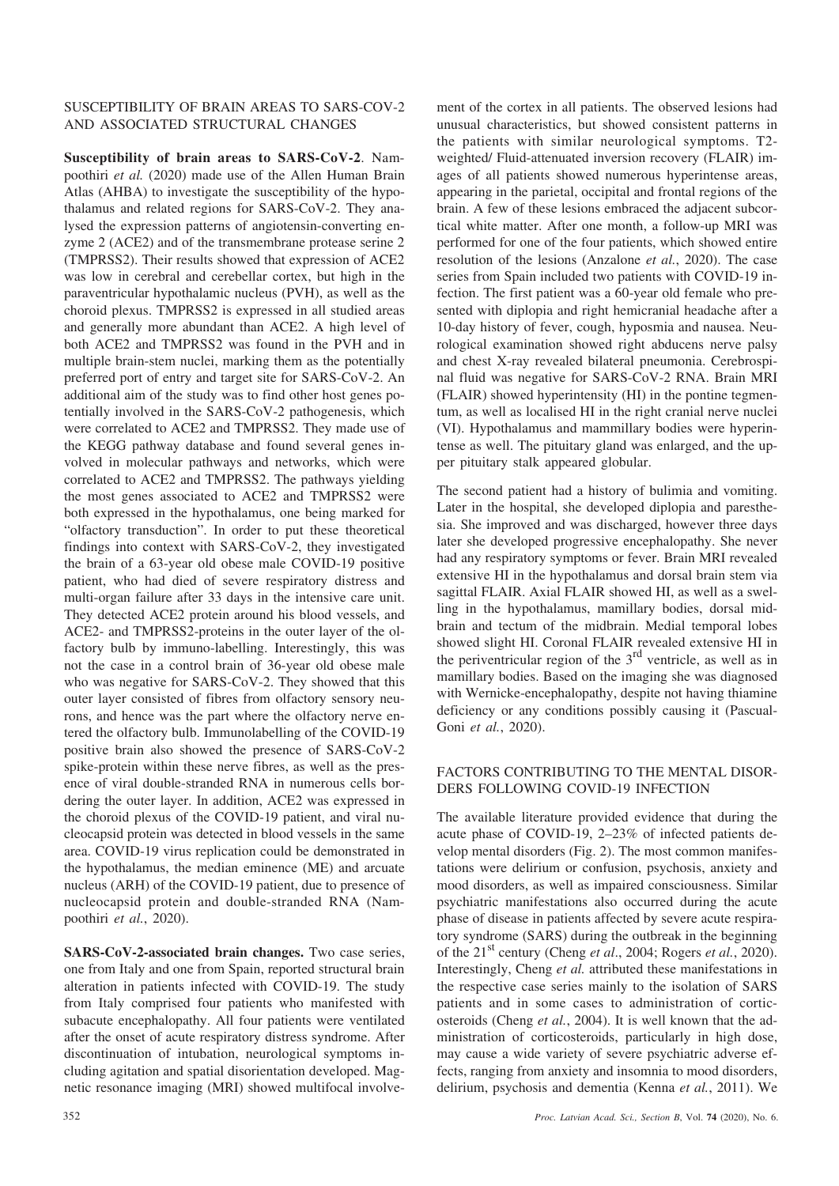## SUSCEPTIBILITY OF BRAIN AREAS TO SARS-COV-2 AND ASSOCIATED STRUCTURAL CHANGES

**Susceptibility of brain areas to SARS-CoV-2**. Nampoothiri *et al.* (2020) made use of the Allen Human Brain Atlas (AHBA) to investigate the susceptibility of the hypothalamus and related regions for SARS-CoV-2. They analysed the expression patterns of angiotensin-converting enzyme 2 (ACE2) and of the transmembrane protease serine 2 (TMPRSS2). Their results showed that expression of ACE2 was low in cerebral and cerebellar cortex, but high in the paraventricular hypothalamic nucleus (PVH), as well as the choroid plexus. TMPRSS2 is expressed in all studied areas and generally more abundant than ACE2. A high level of both ACE2 and TMPRSS2 was found in the PVH and in multiple brain-stem nuclei, marking them as the potentially preferred port of entry and target site for SARS-CoV-2. An additional aim of the study was to find other host genes potentially involved in the SARS-CoV-2 pathogenesis, which were correlated to ACE2 and TMPRSS2. They made use of the KEGG pathway database and found several genes involved in molecular pathways and networks, which were correlated to ACE2 and TMPRSS2. The pathways yielding the most genes associated to ACE2 and TMPRSS2 were both expressed in the hypothalamus, one being marked for "olfactory transduction". In order to put these theoretical findings into context with SARS-CoV-2, they investigated the brain of a 63-year old obese male COVID-19 positive patient, who had died of severe respiratory distress and multi-organ failure after 33 days in the intensive care unit. They detected ACE2 protein around his blood vessels, and ACE2- and TMPRSS2-proteins in the outer layer of the olfactory bulb by immuno-labelling. Interestingly, this was not the case in a control brain of 36-year old obese male who was negative for SARS-CoV-2. They showed that this outer layer consisted of fibres from olfactory sensory neurons, and hence was the part where the olfactory nerve entered the olfactory bulb. Immunolabelling of the COVID-19 positive brain also showed the presence of SARS-CoV-2 spike-protein within these nerve fibres, as well as the presence of viral double-stranded RNA in numerous cells bordering the outer layer. In addition, ACE2 was expressed in the choroid plexus of the COVID-19 patient, and viral nucleocapsid protein was detected in blood vessels in the same area. COVID-19 virus replication could be demonstrated in the hypothalamus, the median eminence (ME) and arcuate nucleus (ARH) of the COVID-19 patient, due to presence of nucleocapsid protein and double-stranded RNA (Nampoothiri *et al.*, 2020).

**SARS-CoV-2-associated brain changes.** Two case series, one from Italy and one from Spain, reported structural brain alteration in patients infected with COVID-19. The study from Italy comprised four patients who manifested with subacute encephalopathy. All four patients were ventilated after the onset of acute respiratory distress syndrome. After discontinuation of intubation, neurological symptoms including agitation and spatial disorientation developed. Magnetic resonance imaging (MRI) showed multifocal involvement of the cortex in all patients. The observed lesions had unusual characteristics, but showed consistent patterns in the patients with similar neurological symptoms. T2-weighted/ Fluid-attenuated inversion recovery (FLAIR) images of all patients showed numerous hyperintense areas, appearing in the parietal, occipital and frontal regions of the brain. A few of these lesions embraced the adjacent subcortical white matter. After one month, a follow-up MRI was performed for one of the four patients, which showed entire resolution of the lesions (Anzalone *et al.*, 2020). The case series from Spain included two patients with COVID-19 infection. The first patient was a 60-year old female who presented with diplopia and right hemicranial headache after a 10-day history of fever, cough, hyposmia and nausea. Neurological examination showed right abducens nerve palsy and chest X-ray revealed bilateral pneumonia. Cerebrospinal fluid was negative for SARS-CoV-2 RNA. Brain MRI (FLAIR) showed hyperintensity (HI) in the pontine tegmentum, as well as localised HI in the right cranial nerve nuclei (VI). Hypothalamus and mammillary bodies were hyperintense as well. The pituitary gland was enlarged, and the upper pituitary stalk appeared globular.

The second patient had a history of bulimia and vomiting. Later in the hospital, she developed diplopia and paresthesia. She improved and was discharged, however three days later she developed progressive encephalopathy. She never had any respiratory symptoms or fever. Brain MRI revealed extensive HI in the hypothalamus and dorsal brain stem via sagittal FLAIR. Axial FLAIR showed HI, as well as a swelling in the hypothalamus, mamillary bodies, dorsal midbrain and tectum of the midbrain. Medial temporal lobes showed slight HI. Coronal FLAIR revealed extensive HI in the periventricular region of the 3rd ventricle, as well as in mamillary bodies. Based on the imaging she was diagnosed with Wernicke-encephalopathy, despite not having thiamine deficiency or any conditions possibly causing it (Pascual-Goni *et al.*, 2020).

## FACTORS CONTRIBUTING TO THE MENTAL DISORDERS FOLLOWING COVID-19 INFECTION

The available literature provided evidence that during the acute phase of COVID-19, 2–23% of infected patients develop mental disorders (Fig. 2). The most common manifestations were delirium or confusion, psychosis, anxiety and mood disorders, as well as impaired consciousness. Similar psychiatric manifestations also occurred during the acute phase of disease in patients affected by severe acute respiratory syndrome (SARS) during the outbreak in the beginning of the 21st century (Cheng *et al*., 2004; Rogers *et al.*, 2020). Interestingly, Cheng *et al.* attributed these manifestations in the respective case series mainly to the isolation of SARS patients and in some cases to administration of corticosteroids (Cheng *et al.*, 2004). It is well known that the administration of corticosteroids, particularly in high dose, may cause a wide variety of severe psychiatric adverse effects, ranging from anxiety and insomnia to mood disorders, delirium, psychosis and dementia (Kenna *et al.*, 2011). We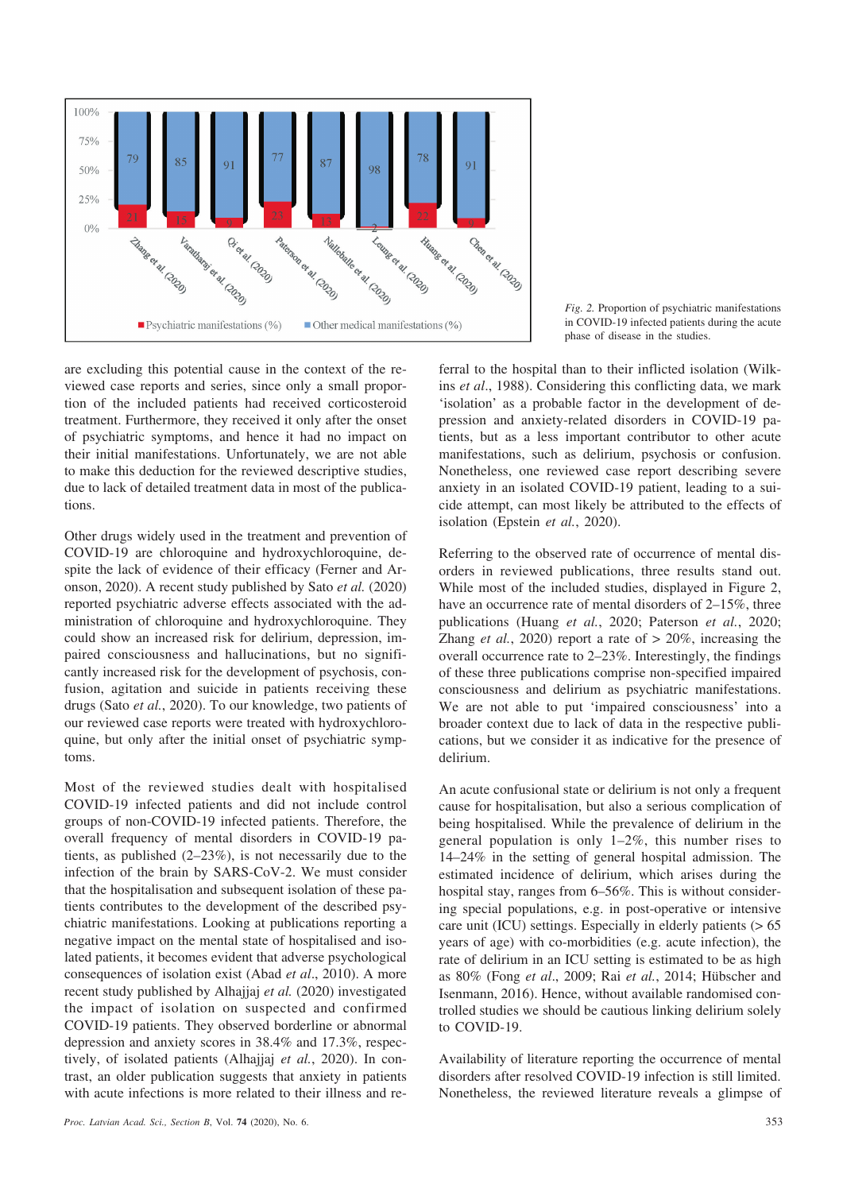*Fig. 2.* Proportion of psychiatric manifestations in COVID-19 infected patients during the acute phase of disease in the studies.

are excluding this potential cause in the context of the reviewed case reports and series, since only a small proportion of the included patients had received corticosteroid treatment. Furthermore, they received it only after the onset of psychiatric symptoms, and hence it had no impact on their initial manifestations. Unfortunately, we are not able to make this deduction for the reviewed descriptive studies, due to lack of detailed treatment data in most of the publications.

Other drugs widely used in the treatment and prevention of COVID-19 are chloroquine and hydroxychloroquine, despite the lack of evidence of their efficacy (Ferner and Aronson, 2020). A recent study published by Sato *et al.* (2020) reported psychiatric adverse effects associated with the administration of chloroquine and hydroxychloroquine. They could show an increased risk for delirium, depression, impaired consciousness and hallucinations, but no significantly increased risk for the development of psychosis, confusion, agitation and suicide in patients receiving these drugs (Sato *et al.*, 2020). To our knowledge, two patients of our reviewed case reports were treated with hydroxychloroquine, but only after the initial onset of psychiatric symptoms.

Most of the reviewed studies dealt with hospitalised COVID-19 infected patients and did not include control groups of non-COVID-19 infected patients. Therefore, the overall frequency of mental disorders in COVID-19 patients, as published (2–23%), is not necessarily due to the infection of the brain by SARS-CoV-2. We must consider that the hospitalisation and subsequent isolation of these patients contributes to the development of the described psychiatric manifestations. Looking at publications reporting a negative impact on the mental state of hospitalised and isolated patients, it becomes evident that adverse psychological consequences of isolation exist (Abad *et al*., 2010). A more recent study published by Alhajjaj *et al.* (2020) investigated the impact of isolation on suspected and confirmed COVID-19 patients. They observed borderline or abnormal depression and anxiety scores in 38.4% and 17.3%, respectively, of isolated patients (Alhajjaj *et al*., 2020). In contrast, an older publication suggests that anxiety in patients with acute infections is more related to their illness and referral to the hospital than to their inflicted isolation (Wilkins *et al*., 1988). Considering this conflicting data, we mark 'isolation' as a probable factor in the development of depression and anxiety-related disorders in COVID-19 patients, but as a less important contributor to other acute manifestations, such as delirium, psychosis or confusion. Nonetheless, one reviewed case report describing severe anxiety in an isolated COVID-19 patient, leading to a suicide attempt, can most likely be attributed to the effects of isolation (Epstein *et al.*, 2020).

Referring to the observed rate of occurrence of mental disorders in reviewed publications, three results stand out. While most of the included studies, displayed in Figure 2, have an occurrence rate of mental disorders of 2–15%, three publications (Huang *et al.*, 2020; Paterson *et al.*, 2020; Zhang *et al.*, 2020) report a rate of > 20%, increasing the overall occurrence rate to 2–23%. Interestingly, the findings of these three publications comprise non-specified impaired consciousness and delirium as psychiatric manifestations. We are not able to put 'impaired consciousness' into a broader context due to lack of data in the respective publications, but we consider it as indicative for the presence of delirium.

An acute confusional state or delirium is not only a frequent cause for hospitalisation, but also a serious complication of being hospitalised. While the prevalence of delirium in the general population is only 1–2%, this number rises to 14–24% in the setting of general hospital admission. The estimated incidence of delirium, which arises during the hospital stay, ranges from 6–56%. This is without considering special populations, e.g. in post-operative or intensive care unit (ICU) settings. Especially in elderly patients (> 65 years of age) with co-morbidities (e.g. acute infection), the rate of delirium in an ICU setting is estimated to be as high as 80% (Fong *et al*., 2009; Rai *et al.*, 2014; Hübscher and Isenmann, 2016). Hence, without available randomised controlled studies we should be cautious linking delirium solely to COVID-19.

Availability of literature reporting the occurrence of mental disorders after resolved COVID-19 infection is still limited. Nonetheless, the reviewed literature reveals a glimpse of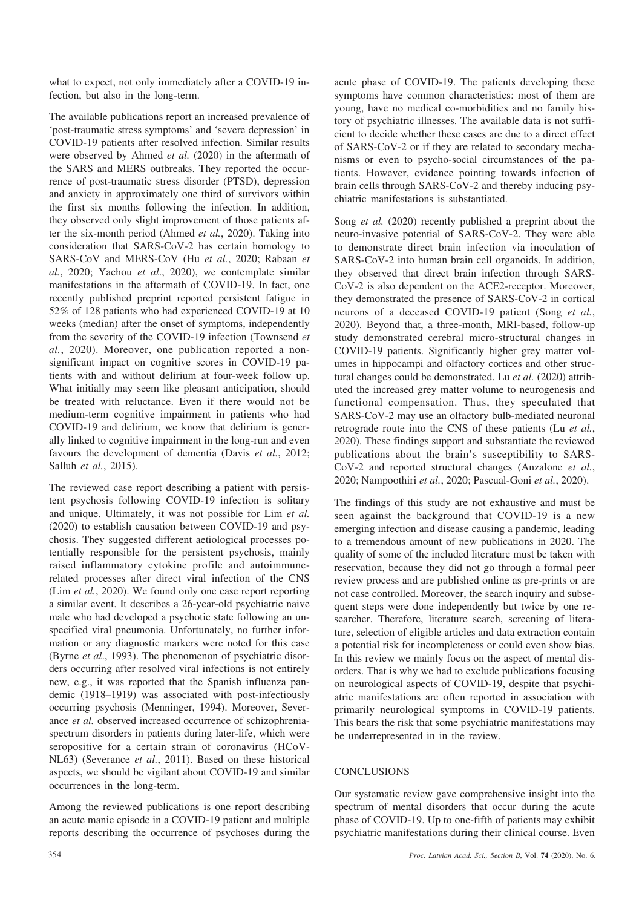what to expect, not only immediately after a COVID-19 infection, but also in the long-term.

The available publications report an increased prevalence of 'post-traumatic stress symptoms' and 'severe depression' in COVID-19 patients after resolved infection. Similar results were observed by Ahmed *et al.* (2020) in the aftermath of the SARS and MERS outbreaks. They reported the occurrence of post-traumatic stress disorder (PTSD), depression and anxiety in approximately one third of survivors within the first six months following the infection. In addition, they observed only slight improvement of those patients after the six-month period (Ahmed *et al.*, 2020). Taking into consideration that SARS-CoV-2 has certain homology to SARS-CoV and MERS-CoV (Hu *et al.*, 2020; Rabaan *et al.*, 2020; Yachou *et al*., 2020), we contemplate similar manifestations in the aftermath of COVID-19. In fact, one recently published preprint reported persistent fatigue in 52% of 128 patients who had experienced COVID-19 at 10 weeks (median) after the onset of symptoms, independently from the severity of the COVID-19 infection (Townsend *et al.*, 2020). Moreover, one publication reported a non-significant impact on cognitive scores in COVID-19 patients with and without delirium at four-week follow up. What initially may seem like pleasant anticipation, should be treated with reluctance. Even if there would not be medium-term cognitive impairment in patients who had COVID-19 and delirium, we know that delirium is generally linked to cognitive impairment in the long-run and even favours the development of dementia (Davis *et al.*, 2012; Salluh *et al.*, 2015).

The reviewed case report describing a patient with persistent psychosis following COVID-19 infection is solitary and unique. Ultimately, it was not possible for Lim *et al.* (2020) to establish causation between COVID-19 and psychosis. They suggested different aetiological processes potentially responsible for the persistent psychosis, mainly raised inflammatory cytokine profile and autoimmune-related processes after direct viral infection of the CNS (Lim *et al.*, 2020). We found only one case report reporting a similar event. It describes a 26-year-old psychiatric naive male who had developed a psychotic state following an unspecified viral pneumonia. Unfortunately, no further information or any diagnostic markers were noted for this case (Byrne *et al*., 1993). The phenomenon of psychiatric disorders occurring after resolved viral infections is not entirely new, e.g., it was reported that the Spanish influenza pandemic (1918–1919) was associated with post-infectiously occurring psychosis (Menninger, 1994). Moreover, Severance *et al.* observed increased occurrence of schizophrenia-spectrum disorders in patients during later-life, which were seropositive for a certain strain of coronavirus (HCoV-NL63) (Severance *et al.*, 2011). Based on these historical aspects, we should be vigilant about COVID-19 and similar occurrences in the long-term.

Among the reviewed publications is one report describing an acute manic episode in a COVID-19 patient and multiple reports describing the occurrence of psychoses during the acute phase of COVID-19. The patients developing these symptoms have common characteristics: most of them are young, have no medical co-morbidities and no family history of psychiatric illnesses. The available data is not sufficient to decide whether these cases are due to a direct effect of SARS-CoV-2 or if they are related to secondary mechanisms or even to psycho-social circumstances of the patients. However, evidence pointing towards infection of brain cells through SARS-CoV-2 and thereby inducing psychiatric manifestations is substantiated.

Song *et al.* (2020) recently published a preprint about the neuro-invasive potential of SARS-CoV-2. They were able to demonstrate direct brain infection via inoculation of SARS-CoV-2 into human brain cell organoids. In addition, they observed that direct brain infection through SARS-CoV-2 is also dependent on the ACE2-receptor. Moreover, they demonstrated the presence of SARS-CoV-2 in cortical neurons of a deceased COVID-19 patient (Song *et al.*, 2020). Beyond that, a three-month, MRI-based, follow-up study demonstrated cerebral micro-structural changes in COVID-19 patients. Significantly higher grey matter volumes in hippocampi and olfactory cortices and other structural changes could be demonstrated. Lu *et al.* (2020) attributed the increased grey matter volume to neurogenesis and functional compensation. Thus, they speculated that SARS-CoV-2 may use an olfactory bulb-mediated neuronal retrograde route into the CNS of these patients (Lu *et al.*, 2020). These findings support and substantiate the reviewed publications about the brain's susceptibility to SARS-CoV-2 and reported structural changes (Anzalone *et al.*, 2020; Nampoothiri *et al.*, 2020; Pascual-Goni *et al.*, 2020).

The findings of this study are not exhaustive and must be seen against the background that COVID-19 is a new emerging infection and disease causing a pandemic, leading to a tremendous amount of new publications in 2020. The quality of some of the included literature must be taken with reservation, because they did not go through a formal peer review process and are published online as pre-prints or are not case controlled. Moreover, the search inquiry and subsequent steps were done independently but twice by one researcher. Therefore, literature search, screening of literature, selection of eligible articles and data extraction contain a potential risk for incompleteness or could even show bias. In this review we mainly focus on the aspect of mental disorders. That is why we had to exclude publications focusing on neurological aspects of COVID-19, despite that psychiatric manifestations are often reported in association with primarily neurological symptoms in COVID-19 patients. This bears the risk that some psychiatric manifestations may be underrepresented in in the review.

## CONCLUSIONS

Our systematic review gave comprehensive insight into the spectrum of mental disorders that occur during the acute phase of COVID-19. Up to one-fifth of patients may exhibit psychiatric manifestations during their clinical course. Even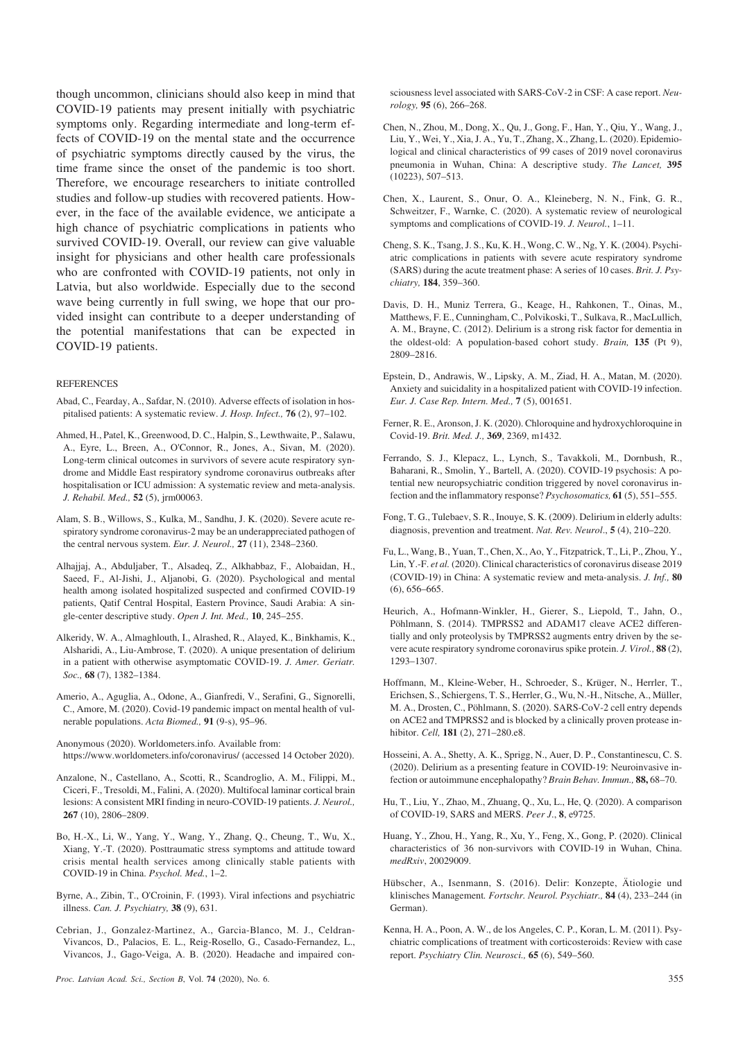though uncommon, clinicians should also keep in mind that COVID-19 patients may present initially with psychiatric symptoms only. Regarding intermediate and long-term effects of COVID-19 on the mental state and the occurrence of psychiatric symptoms directly caused by the virus, the time frame since the onset of the pandemic is too short. Therefore, we encourage researchers to initiate controlled studies and follow-up studies with recovered patients. However, in the face of the available evidence, we anticipate a high chance of psychiatric complications in patients who survived COVID-19. Overall, our review can give valuable insight for physicians and other health care professionals who are confronted with COVID-19 patients, not only in Latvia, but also worldwide. Especially due to the second wave being currently in full swing, we hope that our provided insight can contribute to a deeper understanding of the potential manifestations that can be expected in COVID-19 patients.

## REFERENCES

Abad, C., Fearday, A., Safdar, N. (2010). Adverse effects of isolation in hospitalised patients: A systematic review. *J. Hosp. Infect.,* **76** (2), 97–102.

Ahmed, H., Patel, K., Greenwood, D. C., Halpin, S., Lewthwaite, P., Salawu, A., Eyre, L., Breen, A., O'Connor, R., Jones, A., Sivan, M. (2020). Long-term clinical outcomes in survivors of severe acute respiratory syndrome and Middle East respiratory syndrome coronavirus outbreaks after hospitalisation or ICU admission: A systematic review and meta-analysis. *J. Rehabil. Med.,* **52** (5), jrm00063.

Alam, S. B., Willows, S., Kulka, M., Sandhu, J. K. (2020). Severe acute respiratory syndrome coronavirus-2 may be an underappreciated pathogen of the central nervous system. *Eur. J. Neurol.,* **27** (11), 2348–2360.

Alhajjaj, A., Abduljaber, T., Alsadeq, Z., Alkhabbaz, F., Alobaidan, H., Saeed, F., Al-Jishi, J., Aljanobi, G. (2020). Psychological and mental health among isolated hospitalized suspected and confirmed COVID-19 patients, Qatif Central Hospital, Eastern Province, Saudi Arabia: A single-center descriptive study. *Open J. Int. Med.,* **10**, 245–255.

Alkeridy, W. A., Almaghlouth, I., Alrashed, R., Alayed, K., Binkhamis, K., Alsharidi, A., Liu-Ambrose, T. (2020). A unique presentation of delirium in a patient with otherwise asymptomatic COVID-19. *J. Amer. Geriatr. Soc.,* **68** (7), 1382–1384.

Amerio, A., Aguglia, A., Odone, A., Gianfredi, V., Serafini, G., Signorelli, C., Amore, M. (2020). Covid-19 pandemic impact on mental health of vulnerable populations. *Acta Biomed.,* **91** (9-s), 95–96.

Anonymous (2020). Worldometers.info. Available from: https://www.worldometers.info/coronavirus/ (accessed 14 October 2020).

Anzalone, N., Castellano, A., Scotti, R., Scandroglio, A. M., Filippi, M., Ciceri, F., Tresoldi, M., Falini, A. (2020). Multifocal laminar cortical brain lesions: A consistent MRI finding in neuro-COVID-19 patients. *J. Neurol.,* **267** (10), 2806–2809.

Bo, H.-X., Li, W., Yang, Y., Wang, Y., Zhang, Q., Cheung, T., Wu, X., Xiang, Y.-T. (2020). Posttraumatic stress symptoms and attitude toward crisis mental health services among clinically stable patients with COVID-19 in China. *Psychol. Med.*, 1–2.

Byrne, A., Zibin, T., O'Croinin, F. (1993). Viral infections and psychiatric illness. *Can. J. Psychiatry,* **38** (9), 631.

Cebrian, J., Gonzalez-Martinez, A., Garcia-Blanco, M. J., Celdran-Vivancos, D., Palacios, E. L., Reig-Rosello, G., Casado-Fernandez, L., Vivancos, J., Gago-Veiga, A. B. (2020). Headache and impaired consciousness level associated with SARS-CoV-2 in CSF: A case report. *Neurology,* **95** (6), 266–268.

Chen, N., Zhou, M., Dong, X., Qu, J., Gong, F., Han, Y., Qiu, Y., Wang, J., Liu, Y., Wei, Y., Xia, J. A., Yu, T., Zhang, X., Zhang, L. (2020). Epidemiological and clinical characteristics of 99 cases of 2019 novel coronavirus pneumonia in Wuhan, China: A descriptive study. *The Lancet,* **395** (10223), 507–513.

Chen, X., Laurent, S., Onur, O. A., Kleineberg, N. N., Fink, G. R., Schweitzer, F., Warnke, C. (2020). A systematic review of neurological symptoms and complications of COVID-19. *J. Neurol.*, 1–11.

Cheng, S. K., Tsang, J. S., Ku, K. H., Wong, C. W., Ng, Y. K. (2004). Psychiatric complications in patients with severe acute respiratory syndrome (SARS) during the acute treatment phase: A series of 10 cases. *Brit. J. Psychiatry,* **184**, 359–360.

Davis, D. H., Muniz Terrera, G., Keage, H., Rahkonen, T., Oinas, M., Matthews, F. E., Cunningham, C., Polvikoski, T., Sulkava, R., MacLullich, A. M., Brayne, C. (2012). Delirium is a strong risk factor for dementia in the oldest-old: A population-based cohort study. *Brain,* **135** (Pt 9), 2809–2816.

Epstein, D., Andrawis, W., Lipsky, A. M., Ziad, H. A., Matan, M. (2020). Anxiety and suicidality in a hospitalized patient with COVID-19 infection. *Eur. J. Case Rep. Intern. Med.,* **7** (5), 001651.

Ferner, R. E., Aronson, J. K. (2020). Chloroquine and hydroxychloroquine in Covid-19. *Brit. Med. J.,* **369**, 2369, m1432.

Ferrando, S. J., Klepacz, L., Lynch, S., Tavakkoli, M., Dornbush, R., Baharani, R., Smolin, Y., Bartell, A. (2020). COVID-19 psychosis: A potential new neuropsychiatric condition triggered by novel coronavirus infection and the inflammatory response? *Psychosomatics,* **61** (5), 551–555.

Fong, T. G., Tulebaev, S. R., Inouye, S. K. (2009). Delirium in elderly adults: diagnosis, prevention and treatment. *Nat. Rev. Neurol.*, **5** (4), 210–220.

Fu, L., Wang, B., Yuan, T., Chen, X., Ao, Y., Fitzpatrick, T., Li, P., Zhou, Y., Lin, Y.-F. *et al.* (2020). Clinical characteristics of coronavirus disease 2019 (COVID-19) in China: A systematic review and meta-analysis. *J. Inf.,* **80** (6), 656–665.

Heurich, A., Hofmann-Winkler, H., Gierer, S., Liepold, T., Jahn, O., Pöhlmann, S. (2014). TMPRSS2 and ADAM17 cleave ACE2 differentially and only proteolysis by TMPRSS2 augments entry driven by the severe acute respiratory syndrome coronavirus spike protein. *J. Virol.,* **88** (2), 1293–1307.

Hoffmann, M., Kleine-Weber, H., Schroeder, S., Krüger, N., Herrler, T., Erichsen, S., Schiergens, T. S., Herrler, G., Wu, N.-H., Nitsche, A., Müller, M. A., Drosten, C., Pöhlmann, S. (2020). SARS-CoV-2 cell entry depends on ACE2 and TMPRSS2 and is blocked by a clinically proven protease inhibitor. *Cell,* **181** (2), 271–280.e8.

Hosseini, A. A., Shetty, A. K., Sprigg, N., Auer, D. P., Constantinescu, C. S. (2020). Delirium as a presenting feature in COVID-19: Neuroinvasive infection or autoimmune encephalopathy? *Brain Behav. Immun.,* **88,** 68–70.

Hu, T., Liu, Y., Zhao, M., Zhuang, Q., Xu, L., He, Q. (2020). A comparison of COVID-19, SARS and MERS. *Peer J.*, **8**, e9725.

Huang, Y., Zhou, H., Yang, R., Xu, Y., Feng, X., Gong, P. (2020). Clinical characteristics of 36 non-survivors with COVID-19 in Wuhan, China. *medRxiv*, 20029009.

Hübscher, A., Isenmann, S. (2016). Delir: Konzepte, Ätiologie und klinisches Management. *Fortschr. Neurol. Psychiatr.,* **84** (4), 233–244 (in German).

Kenna, H. A., Poon, A. W., de los Angeles, C. P., Koran, L. M. (2011). Psychiatric complications of treatment with corticosteroids: Review with case report. *Psychiatry Clin. Neurosci.,* **65** (6), 549–560.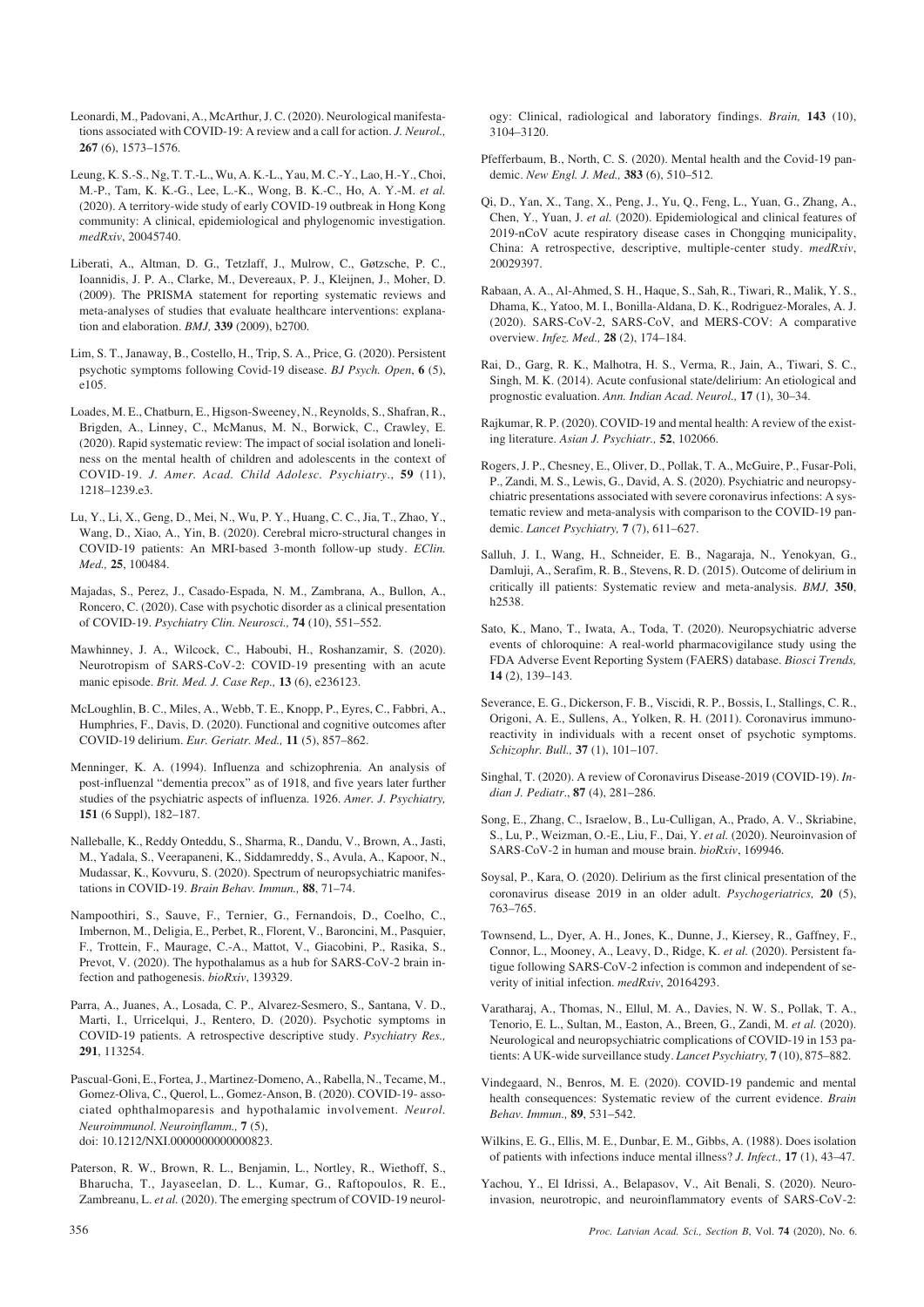Leonardi, M., Padovani, A., McArthur, J. C. (2020). Neurological manifestations associated with COVID-19: A review and a call for action. *J. Neurol.,* **267** (6), 1573–1576.

Leung, K. S.-S., Ng, T. T.-L., Wu, A. K.-L., Yau, M. C.-Y., Lao, H.-Y., Choi, M.-P., Tam, K. K.-G., Lee, L.-K., Wong, B. K.-C., Ho, A. Y.-M. *et al.* (2020). A territory-wide study of early COVID-19 outbreak in Hong Kong community: A clinical, epidemiological and phylogenomic investigation. *medRxiv*, 20045740.

Liberati, A., Altman, D. G., Tetzlaff, J., Mulrow, C., Gøtzsche, P. C., Ioannidis, J. P. A., Clarke, M., Devereaux, P. J., Kleijnen, J., Moher, D. (2009). The PRISMA statement for reporting systematic reviews and meta-analyses of studies that evaluate healthcare interventions: explanation and elaboration. *BMJ,* **339** (2009), b2700.

Lim, S. T., Janaway, B., Costello, H., Trip, S. A., Price, G. (2020). Persistent psychotic symptoms following Covid-19 disease. *BJ Psych. Open*, **6** (5), e105.

Loades, M. E., Chatburn, E., Higson-Sweeney, N., Reynolds, S., Shafran, R., Brigden, A., Linney, C., McManus, M. N., Borwick, C., Crawley, E. (2020). Rapid systematic review: The impact of social isolation and loneliness on the mental health of children and adolescents in the context of COVID-19. *J. Amer. Acad. Child Adolesc. Psychiatry*., **59** (11), 1218–1239.e3.

Lu, Y., Li, X., Geng, D., Mei, N., Wu, P. Y., Huang, C. C., Jia, T., Zhao, Y., Wang, D., Xiao, A., Yin, B. (2020). Cerebral micro-structural changes in COVID-19 patients: An MRI-based 3-month follow-up study. *EClin. Med.,* **25**, 100484.

Majadas, S., Perez, J., Casado-Espada, N. M., Zambrana, A., Bullon, A., Roncero, C. (2020). Case with psychotic disorder as a clinical presentation of COVID-19. *Psychiatry Clin. Neurosci.,* **74** (10), 551–552.

Mawhinney, J. A., Wilcock, C., Haboubi, H., Roshanzamir, S. (2020). Neurotropism of SARS-CoV-2: COVID-19 presenting with an acute manic episode. *Brit. Med. J. Case Rep.,* **13** (6), e236123.

McLoughlin, B. C., Miles, A., Webb, T. E., Knopp, P., Eyres, C., Fabbri, A., Humphries, F., Davis, D. (2020). Functional and cognitive outcomes after COVID-19 delirium. *Eur. Geriatr. Med.,* **11** (5), 857–862.

Menninger, K. A. (1994). Influenza and schizophrenia. An analysis of post-influenzal "dementia precox" as of 1918, and five years later further studies of the psychiatric aspects of influenza. 1926. *Amer. J. Psychiatry,* **151** (6 Suppl), 182–187.

Nalleballe, K., Reddy Onteddu, S., Sharma, R., Dandu, V., Brown, A., Jasti, M., Yadala, S., Veerapaneni, K., Siddamreddy, S., Avula, A., Kapoor, N., Mudassar, K., Kovvuru, S. (2020). Spectrum of neuropsychiatric manifestations in COVID-19. *Brain Behav. Immun.,* **88**, 71–74.

Nampoothiri, S., Sauve, F., Ternier, G., Fernandois, D., Coelho, C., Imbernon, M., Deligia, E., Perbet, R., Florent, V., Baroncini, M., Pasquier, F., Trottein, F., Maurage, C.-A., Mattot, V., Giacobini, P., Rasika, S., Prevot, V. (2020). The hypothalamus as a hub for SARS-CoV-2 brain infection and pathogenesis. *bioRxiv*, 139329.

Parra, A., Juanes, A., Losada, C. P., Alvarez-Sesmero, S., Santana, V. D., Marti, I., Urricelqui, J., Rentero, D. (2020). Psychotic symptoms in COVID-19 patients. A retrospective descriptive study. *Psychiatry Res.,* **291**, 113254.

Pascual-Goni, E., Fortea, J., Martinez-Domeno, A., Rabella, N., Tecame, M., Gomez-Oliva, C., Querol, L., Gomez-Anson, B. (2020). COVID-19- associated ophthalmoparesis and hypothalamic involvement. *Neurol. Neuroimmunol. Neuroinflamm.,* **7** (5), doi: 10.1212/NXI.0000000000000823.

Paterson, R. W., Brown, R. L., Benjamin, L., Nortley, R., Wiethoff, S., Bharucha, T., Jayaseelan, D. L., Kumar, G., Raftopoulos, R. E., Zambreanu, L. *et al.* (2020). The emerging spectrum of COVID-19 neurology: Clinical, radiological and laboratory findings. *Brain,* **143** (10), 3104–3120.

Pfefferbaum, B., North, C. S. (2020). Mental health and the Covid-19 pandemic. *New Engl. J. Med.,* **383** (6), 510–512.

Qi, D., Yan, X., Tang, X., Peng, J., Yu, Q., Feng, L., Yuan, G., Zhang, A., Chen, Y., Yuan, J. *et al.* (2020). Epidemiological and clinical features of 2019-nCoV acute respiratory disease cases in Chongqing municipality, China: A retrospective, descriptive, multiple-center study. *medRxiv*, 20029397.

Rabaan, A. A., Al-Ahmed, S. H., Haque, S., Sah, R., Tiwari, R., Malik, Y. S., Dhama, K., Yatoo, M. I., Bonilla-Aldana, D. K., Rodriguez-Morales, A. J. (2020). SARS-CoV-2, SARS-CoV, and MERS-COV: A comparative overview. *Infez. Med.,* **28** (2), 174–184.

Rai, D., Garg, R. K., Malhotra, H. S., Verma, R., Jain, A., Tiwari, S. C., Singh, M. K. (2014). Acute confusional state/delirium: An etiological and prognostic evaluation. *Ann. Indian Acad. Neurol.,* **17** (1), 30–34.

Rajkumar, R. P. (2020). COVID-19 and mental health: A review of the existing literature. *Asian J. Psychiatr.,* **52**, 102066.

Rogers, J. P., Chesney, E., Oliver, D., Pollak, T. A., McGuire, P., Fusar-Poli, P., Zandi, M. S., Lewis, G., David, A. S. (2020). Psychiatric and neuropsychiatric presentations associated with severe coronavirus infections: A systematic review and meta-analysis with comparison to the COVID-19 pandemic. *Lancet Psychiatry,* **7** (7), 611–627.

Salluh, J. I., Wang, H., Schneider, E. B., Nagaraja, N., Yenokyan, G., Damluji, A., Serafim, R. B., Stevens, R. D. (2015). Outcome of delirium in critically ill patients: Systematic review and meta-analysis. *BMJ,* **350**, h2538.

Sato, K., Mano, T., Iwata, A., Toda, T. (2020). Neuropsychiatric adverse events of chloroquine: A real-world pharmacovigilance study using the FDA Adverse Event Reporting System (FAERS) database. *Biosci Trends,* **14** (2), 139–143.

Severance, E. G., Dickerson, F. B., Viscidi, R. P., Bossis, I., Stallings, C. R., Origoni, A. E., Sullens, A., Yolken, R. H. (2011). Coronavirus immunoreactivity in individuals with a recent onset of psychotic symptoms. *Schizophr. Bull.,* **37** (1), 101–107.

Singhal, T. (2020). A review of Coronavirus Disease-2019 (COVID-19). *Indian J. Pediatr*., **87** (4), 281–286.

Song, E., Zhang, C., Israelow, B., Lu-Culligan, A., Prado, A. V., Skriabine, S., Lu, P., Weizman, O.-E., Liu, F., Dai, Y. *et al.* (2020). Neuroinvasion of SARS-CoV-2 in human and mouse brain. *bioRxiv*, 169946.

Soysal, P., Kara, O. (2020). Delirium as the first clinical presentation of the coronavirus disease 2019 in an older adult. *Psychogeriatrics,* **20** (5), 763–765.

Townsend, L., Dyer, A. H., Jones, K., Dunne, J., Kiersey, R., Gaffney, F., Connor, L., Mooney, A., Leavy, D., Ridge, K. *et al.* (2020). Persistent fatigue following SARS-CoV-2 infection is common and independent of severity of initial infection. *medRxiv*, 20164293.

Varatharaj, A., Thomas, N., Ellul, M. A., Davies, N. W. S., Pollak, T. A., Tenorio, E. L., Sultan, M., Easton, A., Breen, G., Zandi, M. *et al.* (2020). Neurological and neuropsychiatric complications of COVID-19 in 153 patients: A UK-wide surveillance study. *Lancet Psychiatry,* **7** (10), 875–882.

Vindegaard, N., Benros, M. E. (2020). COVID-19 pandemic and mental health consequences: Systematic review of the current evidence. *Brain Behav. Immun.,* **89**, 531–542.

Wilkins, E. G., Ellis, M. E., Dunbar, E. M., Gibbs, A. (1988). Does isolation of patients with infections induce mental illness? *J. Infect.,* **17** (1), 43–47.

Yachou, Y., El Idrissi, A., Belapasov, V., Ait Benali, S. (2020). Neuroinvasion, neurotropic, and neuroinflammatory events of SARS-CoV-2: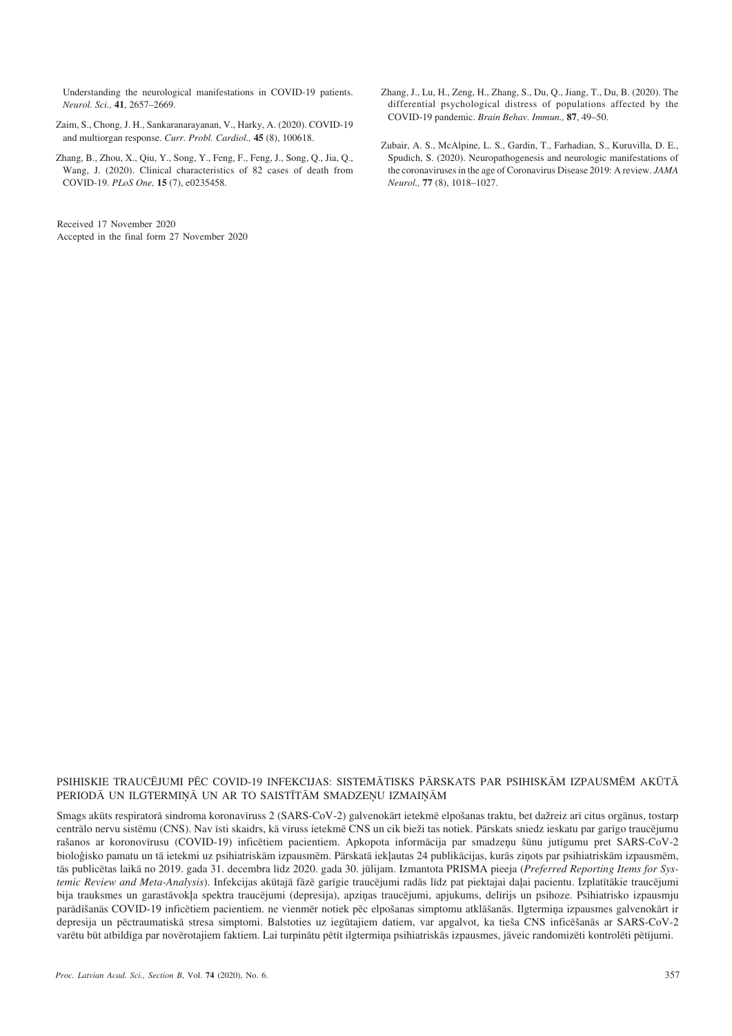Understanding the neurological manifestations in COVID-19 patients. *Neurol. Sci.,* **41**, 2657–2669.

Zaim, S., Chong, J. H., Sankaranarayanan, V., Harky, A. (2020). COVID-19 and multiorgan response. *Curr. Probl. Cardiol.,* **45** (8), 100618.

Zhang, B., Zhou, X., Qiu, Y., Song, Y., Feng, F., Feng, J., Song, Q., Jia, Q., Wang, J. (2020). Clinical characteristics of 82 cases of death from COVID-19. *PLoS One,* **15** (7), e0235458.

Zhang, J., Lu, H., Zeng, H., Zhang, S., Du, Q., Jiang, T., Du, B. (2020). The differential psychological distress of populations affected by the COVID-19 pandemic. *Brain Behav. Immun.,* **87**, 49–50.

Zubair, A. S., McAlpine, L. S., Gardin, T., Farhadian, S., Kuruvilla, D. E., Spudich, S. (2020). Neuropathogenesis and neurologic manifestations of the coronaviruses in the age of Coronavirus Disease 2019: A review. *JAMA Neurol.,* **77** (8), 1018–1027.

Received 17 November 2020
Accepted in the final form 27 November 2020

## PSIHISKIE TRAUCĒJUMI PĒC COVID-19 INFEKCIJAS: SISTEMĀTISKS PĀRSKATS PAR PSIHISKĀM IZPAUSMĒM AKŪTĀ PERIODĀ UN ILGTERMIŅĀ UN AR TO SAISTĪTĀM SMADZEŅU IZMAIŅĀM

Smags akūts respiratorā sindroma koronavīruss 2 (SARS-CoV-2) galvenokārt ietekmē elpošanas traktu, bet dažreiz arī citus orgānus, tostarp centrālo nervu sistēmu (CNS). Nav īsti skaidrs, kā vīruss ietekmē CNS un cik bieži tas notiek. Pārskats sniedz ieskatu par garīgo traucējumu rašanos ar koronovīrusu (COVID-19) inficētiem pacientiem. Apkopota informācija par smadzeņu šūnu jutīgumu pret SARS-CoV-2 bioloģisko pamatu un tā ietekmi uz psihiatriskām izpausmēm. Pārskatā iekļautas 24 publikācijas, kurās ziņots par psihiatriskām izpausmēm, tās publicētas laikā no 2019. gada 31. decembra līdz 2020. gada 30. jūlijam. Izmantota PRISMA pieeja (*Preferred Reporting Items for Systemic Review and Meta-Analysis*). Infekcijas akūtajā fāzē garīgie traucējumi radās līdz pat piektajai daļai pacientu. Izplatītākie traucējumi bija trauksmes un garastāvokļa spektra traucējumi (depresija), apziņas traucējumi, apjukums, delīrijs un psihoze. Psihiatrisko izpausmju parādīšanās COVID-19 inficētiem pacientiem. ne vienmēr notiek pēc elpošanas simptomu atklāšanās. Ilgtermiņa izpausmes galvenokārt ir depresija un pēctraumatiskā stresa simptomi. Balstoties uz iegūtajiem datiem, var apgalvot, ka tieša CNS inficēšanās ar SARS-CoV-2 varētu būt atbildīga par novērotajiem faktiem. Lai turpinātu pētīt ilgtermiņa psihiatriskās izpausmes, jāveic randomizēti kontrolēti pētījumi.